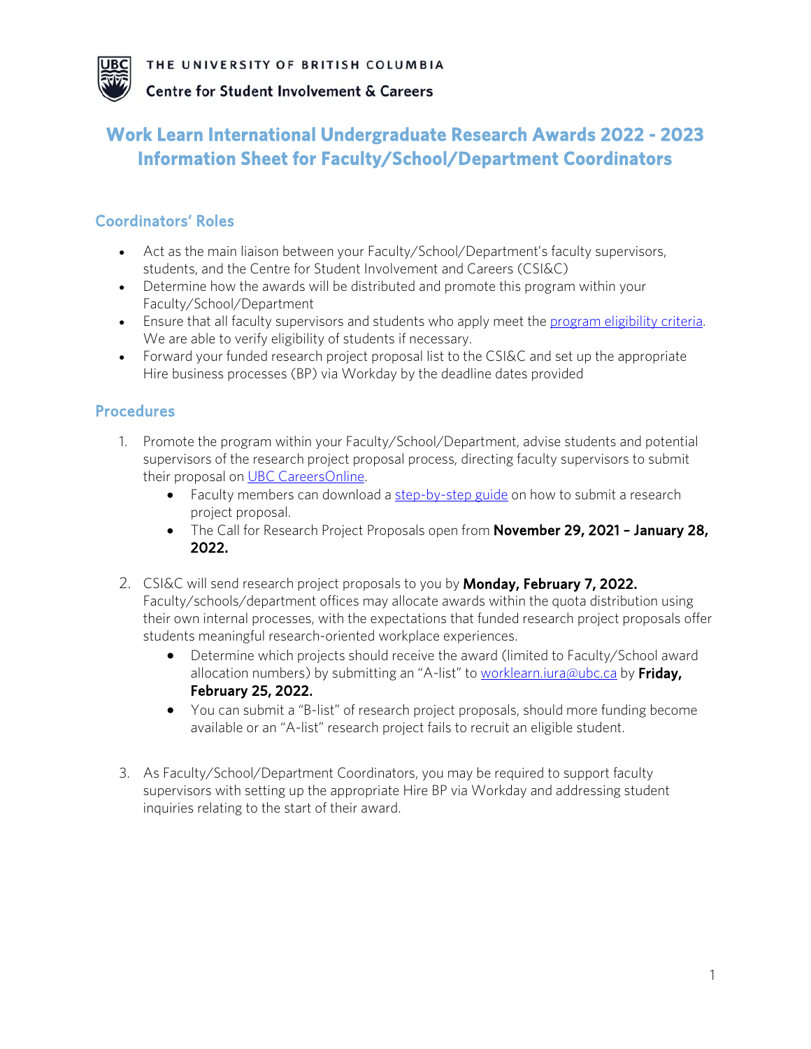THE UNIVERSITY OF BRITISH COLUMBIA

Centre for Student Involvement & Careers

# Work Learn International Undergraduate Research Awards 2022 - 2023 Information Sheet for Faculty/School/Department Coordinators

## Coordinators' Roles

- Act as the main liaison between your Faculty/School/Department's faculty supervisors, students, and the Centre for Student Involvement and Careers (CSI&C)
- Determine how the awards will be distributed and promote this program within your Faculty/School/Department
- Ensure that all faculty supervisors and students who apply meet the program eligibility criteria. We are able to verify eligibility of students if necessary.
- Forward your funded research project proposal list to the CSI&C and set up the appropriate Hire business processes (BP) via Workday by the deadline dates provided

## Procedures

1. Promote the program within your Faculty/School/Department, advise students and potential supervisors of the research project proposal process, directing faculty supervisors to submit their proposal on UBC CareersOnline.
   - Faculty members can download a step-by-step guide on how to submit a research project proposal.
   - The Call for Research Project Proposals open from **November 29, 2021 – January 28, 2022.**

2. CSI&C will send research project proposals to you by **Monday, February 7, 2022.** Faculty/schools/department offices may allocate awards within the quota distribution using their own internal processes, with the expectations that funded research project proposals offer students meaningful research-oriented workplace experiences.
   - Determine which projects should receive the award (limited to Faculty/School award allocation numbers) by submitting an "A-list" to worklearn.iura@ubc.ca by **Friday, February 25, 2022.**
   - You can submit a "B-list" of research project proposals, should more funding become available or an "A-list" research project fails to recruit an eligible student.

3. As Faculty/School/Department Coordinators, you may be required to support faculty supervisors with setting up the appropriate Hire BP via Workday and addressing student inquiries relating to the start of their award.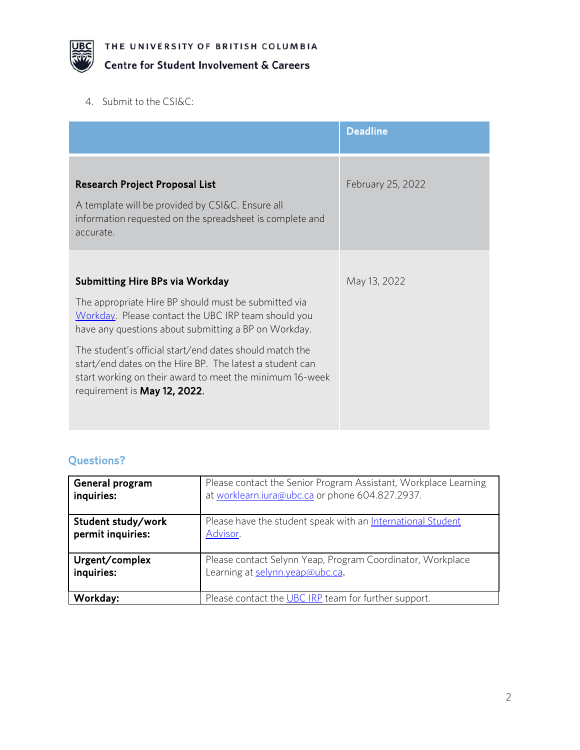4. Submit to the CSI&C:

| | Deadline |
|---|---|
| **Research Project Proposal List**<br><br>A template will be provided by CSI&C. Ensure all information requested on the spreadsheet is complete and accurate. | February 25, 2022 |
| **Submitting Hire BPs via Workday**<br><br>The appropriate Hire BP should must be submitted via [Workday](). Please contact the UBC IRP team should you have any questions about submitting a BP on Workday.<br><br>The student's official start/end dates should match the start/end dates on the Hire BP. The latest a student can start working on their award to meet the minimum 16-week requirement is **May 12, 2022**. | May 13, 2022 |

## Questions?

| | |
|---|---|
| **General program inquiries:** | Please contact the Senior Program Assistant, Workplace Learning at worklearn.iura@ubc.ca or phone 604.827.2937. |
| **Student study/work permit inquiries:** | Please have the student speak with an International Student Advisor. |
| **Urgent/complex inquiries:** | Please contact Selynn Yeap, Program Coordinator, Workplace Learning at selynn.yeap@ubc.ca. |
| **Workday:** | Please contact the UBC IRP team for further support. |